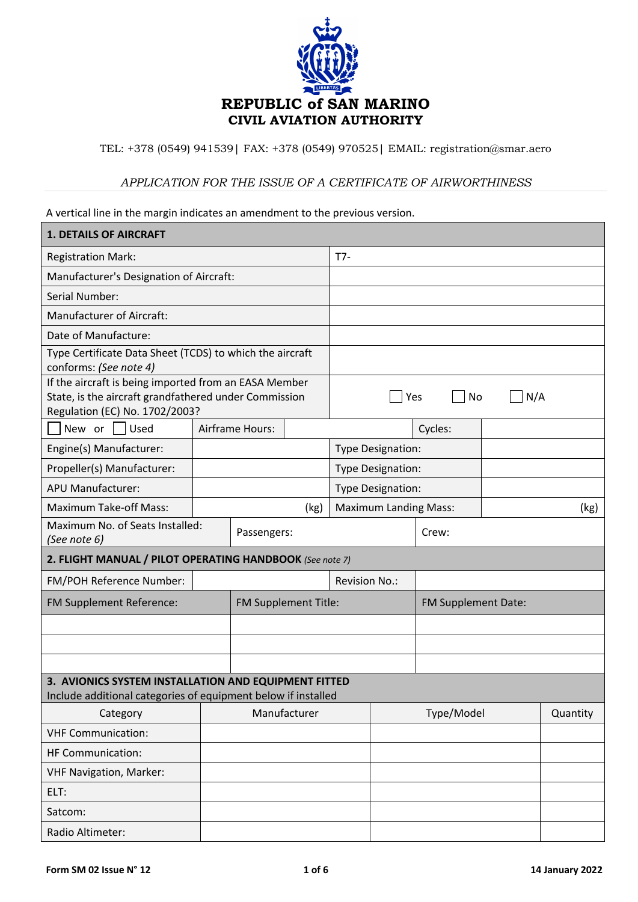# REPUBLIC of SAN MARINO
## CIVIL AVIATION AUTHORITY

TEL: +378 (0549) 941539| FAX: +378 (0549) 970525| EMAIL: registration@smar.aero

*APPLICATION FOR THE ISSUE OF A CERTIFICATE OF AIRWORTHINESS*

A vertical line in the margin indicates an amendment to the previous version.

| **1. DETAILS OF AIRCRAFT** | | | |
|---|---|---|---|
| Registration Mark: | T7- | | |
| Manufacturer's Designation of Aircraft: | | | |
| Serial Number: | | | |
| Manufacturer of Aircraft: | | | |
| Date of Manufacture: | | | |
| Type Certificate Data Sheet (TCDS) to which the aircraft conforms: *(See note 4)* | | | |
| If the aircraft is being imported from an EASA Member State, is the aircraft grandfathered under Commission Regulation (EC) No. 1702/2003? | ☐ Yes ☐ No ☐ N/A | | |
| ☐ New or ☐ Used | Airframe Hours: | | Cycles: |
| Engine(s) Manufacturer: | | Type Designation: | |
| Propeller(s) Manufacturer: | | Type Designation: | |
| APU Manufacturer: | | Type Designation: | |
| Maximum Take-off Mass: | (kg) | Maximum Landing Mass: | (kg) |
| Maximum No. of Seats Installed: *(See note 6)* | Passengers: | | Crew: |

| **2. FLIGHT MANUAL / PILOT OPERATING HANDBOOK** *(See note 7)* | | | |
|---|---|---|---|
| FM/POH Reference Number: | | Revision No.: | |
| FM Supplement Reference: | FM Supplement Title: | FM Supplement Date: | |
| | | | |
| | | | |
| | | | |

**3. AVIONICS SYSTEM INSTALLATION AND EQUIPMENT FITTED**
Include additional categories of equipment below if installed

| Category | Manufacturer | Type/Model | Quantity |
|---|---|---|---|
| VHF Communication: | | | |
| HF Communication: | | | |
| VHF Navigation, Marker: | | | |
| ELT: | | | |
| Satcom: | | | |
| Radio Altimeter: | | | |

Form SM 02 Issue N° 12 — 14 January 2022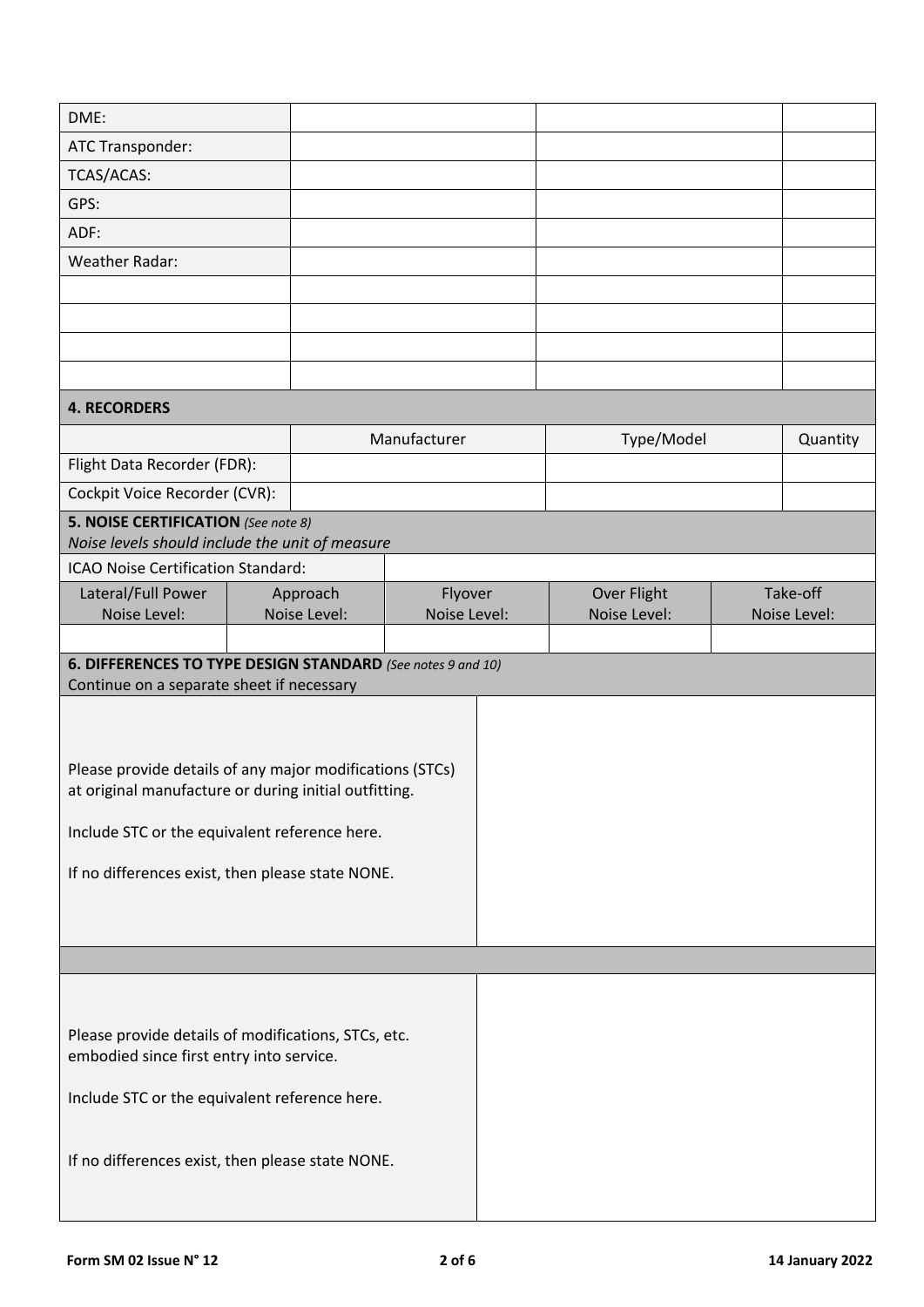| DME: | | | |
|---|---|---|---|
| ATC Transponder: | | | |
| TCAS/ACAS: | | | |
| GPS: | | | |
| ADF: | | | |
| Weather Radar: | | | |
| | | | |
| | | | |
| | | | |
| | | | |

## 4. RECORDERS

| | Manufacturer | Type/Model | Quantity |
|---|---|---|---|
| Flight Data Recorder (FDR): | | | |
| Cockpit Voice Recorder (CVR): | | | |

## 5. NOISE CERTIFICATION *(See note 8)*

*Noise levels should include the unit of measure*

| ICAO Noise Certification Standard: | | | | |
|---|---|---|---|---|
| Lateral/Full Power Noise Level: | Approach Noise Level: | Flyover Noise Level: | Over Flight Noise Level: | Take-off Noise Level: |
| | | | | |

## 6. DIFFERENCES TO TYPE DESIGN STANDARD *(See notes 9 and 10)*

Continue on a separate sheet if necessary

| | |
|---|---|
| Please provide details of any major modifications (STCs) at original manufacture or during initial outfitting.<br><br>Include STC or the equivalent reference here.<br><br>If no differences exist, then please state NONE. | |
| Please provide details of modifications, STCs, etc. embodied since first entry into service.<br><br>Include STC or the equivalent reference here.<br><br>If no differences exist, then please state NONE. | |

Form SM 02 Issue N° 12 — 14 January 2022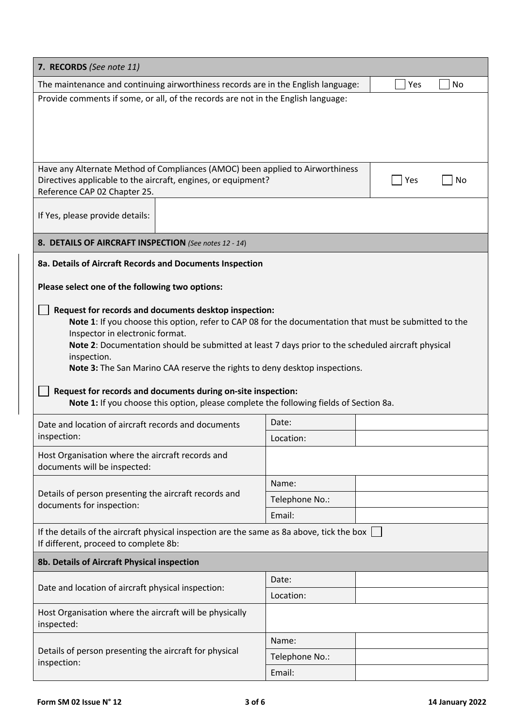## 7. RECORDS *(See note 11)*

| The maintenance and continuing airworthiness records are in the English language: | ☐ Yes ☐ No |
|---|---|

Provide comments if some, or all, of the records are not in the English language:

| Have any Alternate Method of Compliances (AMOC) been applied to Airworthiness Directives applicable to the aircraft, engines, or equipment? Reference CAP 02 Chapter 25. | ☐ Yes ☐ No |
|---|---|
| If Yes, please provide details: | |

## 8. DETAILS OF AIRCRAFT INSPECTION *(See notes 12 - 14)*

**8a. Details of Aircraft Records and Documents Inspection**

**Please select one of the following two options:**

☐ **Request for records and documents desktop inspection:**
**Note 1**: If you choose this option, refer to CAP 08 for the documentation that must be submitted to the Inspector in electronic format.
**Note 2**: Documentation should be submitted at least 7 days prior to the scheduled aircraft physical inspection.
**Note 3:** The San Marino CAA reserve the rights to deny desktop inspections.

☐ **Request for records and documents during on-site inspection:**
**Note 1:** If you choose this option, please complete the following fields of Section 8a.

| | | |
|---|---|---|
| Date and location of aircraft records and documents inspection: | Date: | |
| | Location: | |
| Host Organisation where the aircraft records and documents will be inspected: | | |
| Details of person presenting the aircraft records and documents for inspection: | Name: | |
| | Telephone No.: | |
| | Email: | |

If the details of the aircraft physical inspection are the same as 8a above, tick the box ☐
If different, proceed to complete 8b:

**8b. Details of Aircraft Physical inspection**

| | | |
|---|---|---|
| Date and location of aircraft physical inspection: | Date: | |
| | Location: | |
| Host Organisation where the aircraft will be physically inspected: | | |
| Details of person presenting the aircraft for physical inspection: | Name: | |
| | Telephone No.: | |
| | Email: | |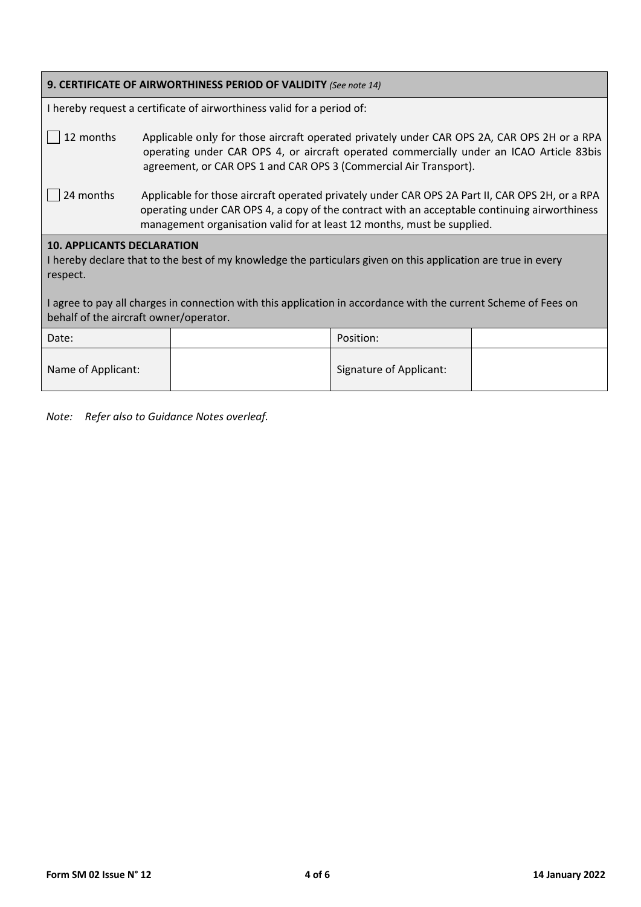**9. CERTIFICATE OF AIRWORTHINESS PERIOD OF VALIDITY** *(See note 14)*

I hereby request a certificate of airworthiness valid for a period of:

☐ 12 months — Applicable only for those aircraft operated privately under CAR OPS 2A, CAR OPS 2H or a RPA operating under CAR OPS 4, or aircraft operated commercially under an ICAO Article 83bis agreement, or CAR OPS 1 and CAR OPS 3 (Commercial Air Transport).

☐ 24 months — Applicable for those aircraft operated privately under CAR OPS 2A Part II, CAR OPS 2H, or a RPA operating under CAR OPS 4, a copy of the contract with an acceptable continuing airworthiness management organisation valid for at least 12 months, must be supplied.

**10. APPLICANTS DECLARATION**

I hereby declare that to the best of my knowledge the particulars given on this application are true in every respect.

I agree to pay all charges in connection with this application in accordance with the current Scheme of Fees on behalf of the aircraft owner/operator.

| Date: | | Position: | |
|---|---|---|---|
| Name of Applicant: | | Signature of Applicant: | |

*Note: Refer also to Guidance Notes overleaf.*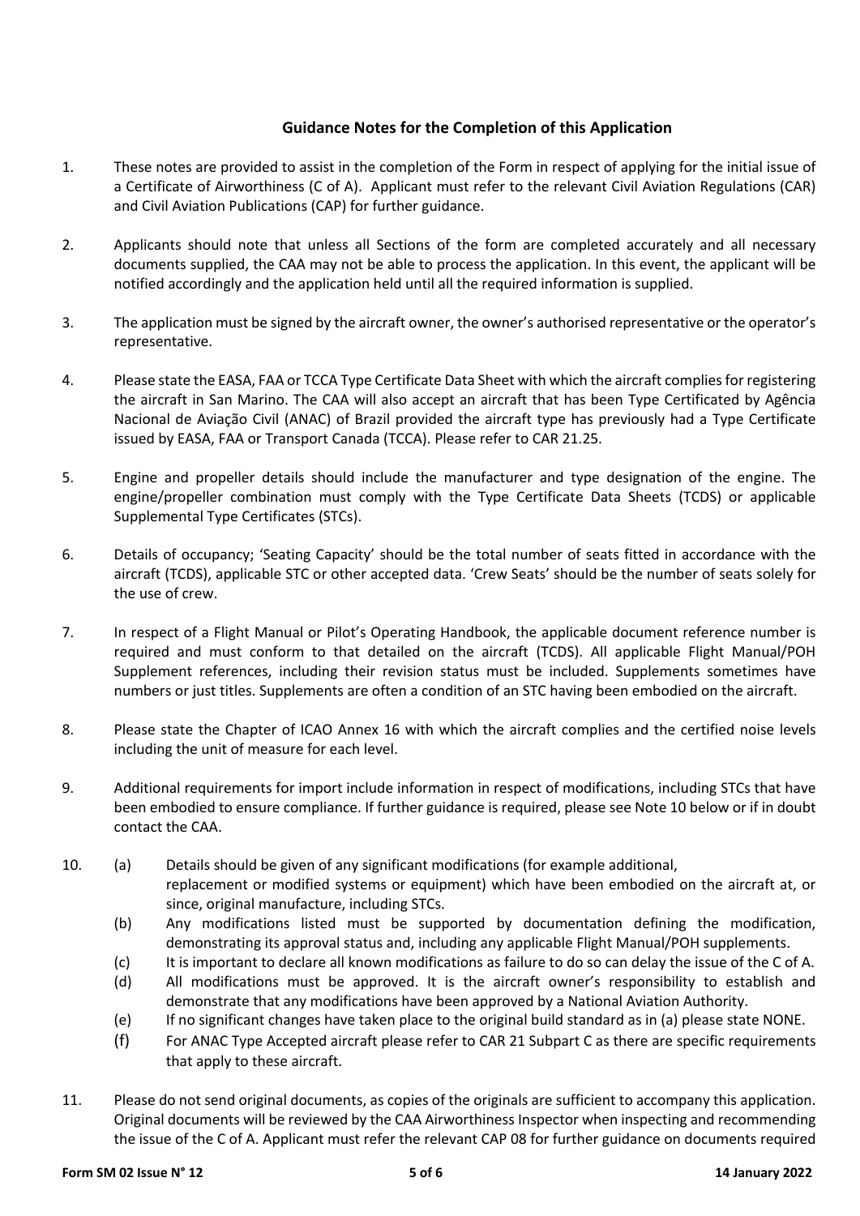## Guidance Notes for the Completion of this Application

1. These notes are provided to assist in the completion of the Form in respect of applying for the initial issue of a Certificate of Airworthiness (C of A). Applicant must refer to the relevant Civil Aviation Regulations (CAR) and Civil Aviation Publications (CAP) for further guidance.

2. Applicants should note that unless all Sections of the form are completed accurately and all necessary documents supplied, the CAA may not be able to process the application. In this event, the applicant will be notified accordingly and the application held until all the required information is supplied.

3. The application must be signed by the aircraft owner, the owner's authorised representative or the operator's representative.

4. Please state the EASA, FAA or TCCA Type Certificate Data Sheet with which the aircraft complies for registering the aircraft in San Marino. The CAA will also accept an aircraft that has been Type Certificated by Agência Nacional de Aviação Civil (ANAC) of Brazil provided the aircraft type has previously had a Type Certificate issued by EASA, FAA or Transport Canada (TCCA). Please refer to CAR 21.25.

5. Engine and propeller details should include the manufacturer and type designation of the engine. The engine/propeller combination must comply with the Type Certificate Data Sheets (TCDS) or applicable Supplemental Type Certificates (STCs).

6. Details of occupancy; 'Seating Capacity' should be the total number of seats fitted in accordance with the aircraft (TCDS), applicable STC or other accepted data. 'Crew Seats' should be the number of seats solely for the use of crew.

7. In respect of a Flight Manual or Pilot's Operating Handbook, the applicable document reference number is required and must conform to that detailed on the aircraft (TCDS). All applicable Flight Manual/POH Supplement references, including their revision status must be included. Supplements sometimes have numbers or just titles. Supplements are often a condition of an STC having been embodied on the aircraft.

8. Please state the Chapter of ICAO Annex 16 with which the aircraft complies and the certified noise levels including the unit of measure for each level.

9. Additional requirements for import include information in respect of modifications, including STCs that have been embodied to ensure compliance. If further guidance is required, please see Note 10 below or if in doubt contact the CAA.

10. (a) Details should be given of any significant modifications (for example additional, replacement or modified systems or equipment) which have been embodied on the aircraft at, or since, original manufacture, including STCs.
    (b) Any modifications listed must be supported by documentation defining the modification, demonstrating its approval status and, including any applicable Flight Manual/POH supplements.
    (c) It is important to declare all known modifications as failure to do so can delay the issue of the C of A.
    (d) All modifications must be approved. It is the aircraft owner's responsibility to establish and demonstrate that any modifications have been approved by a National Aviation Authority.
    (e) If no significant changes have taken place to the original build standard as in (a) please state NONE.
    (f) For ANAC Type Accepted aircraft please refer to CAR 21 Subpart C as there are specific requirements that apply to these aircraft.

11. Please do not send original documents, as copies of the originals are sufficient to accompany this application. Original documents will be reviewed by the CAA Airworthiness Inspector when inspecting and recommending the issue of the C of A. Applicant must refer the relevant CAP 08 for further guidance on documents required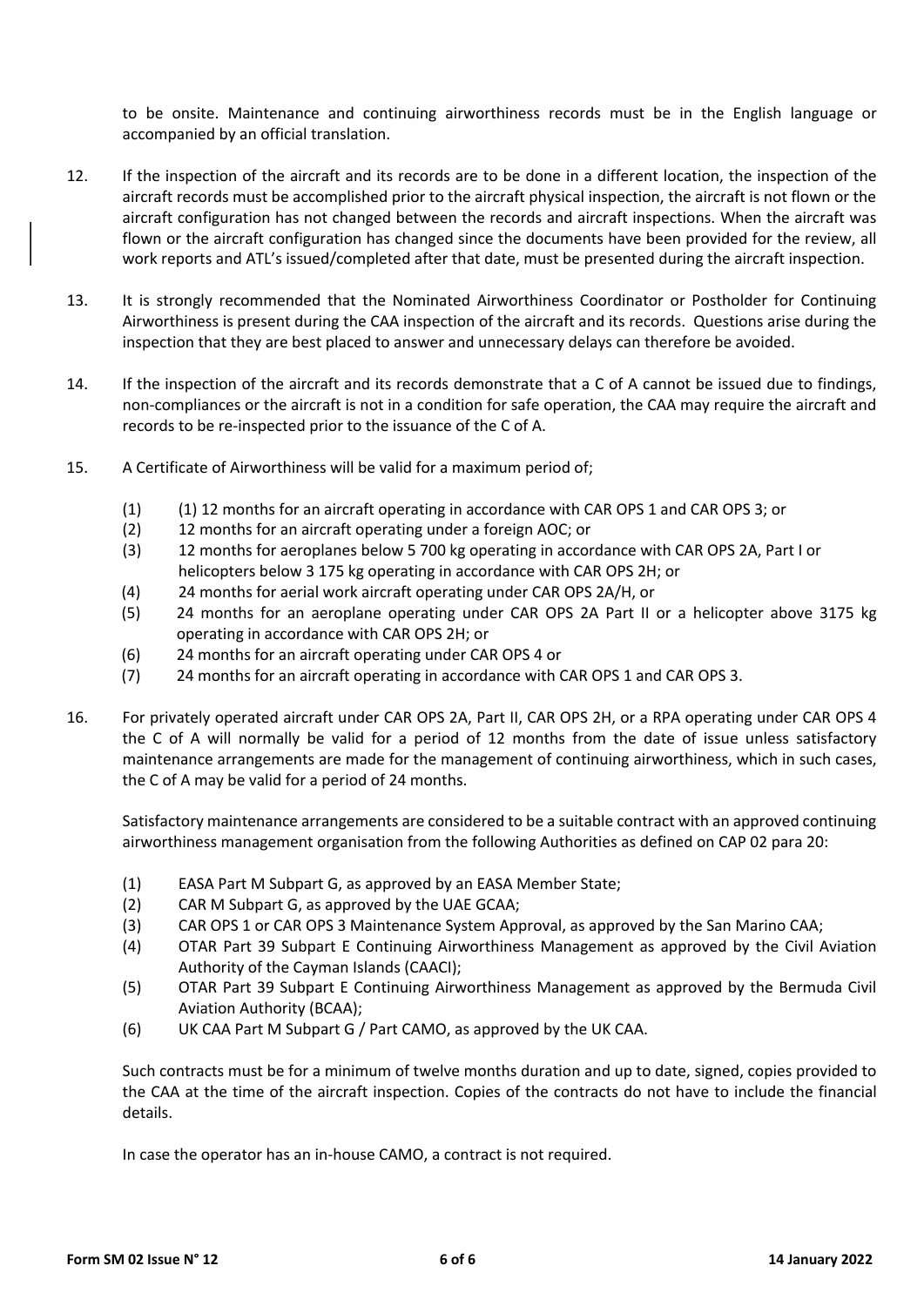to be onsite. Maintenance and continuing airworthiness records must be in the English language or accompanied by an official translation.

12. If the inspection of the aircraft and its records are to be done in a different location, the inspection of the aircraft records must be accomplished prior to the aircraft physical inspection, the aircraft is not flown or the aircraft configuration has not changed between the records and aircraft inspections. When the aircraft was flown or the aircraft configuration has changed since the documents have been provided for the review, all work reports and ATL's issued/completed after that date, must be presented during the aircraft inspection.

13. It is strongly recommended that the Nominated Airworthiness Coordinator or Postholder for Continuing Airworthiness is present during the CAA inspection of the aircraft and its records. Questions arise during the inspection that they are best placed to answer and unnecessary delays can therefore be avoided.

14. If the inspection of the aircraft and its records demonstrate that a C of A cannot be issued due to findings, non-compliances or the aircraft is not in a condition for safe operation, the CAA may require the aircraft and records to be re-inspected prior to the issuance of the C of A.

15. A Certificate of Airworthiness will be valid for a maximum period of;

    (1) (1) 12 months for an aircraft operating in accordance with CAR OPS 1 and CAR OPS 3; or
    (2) 12 months for an aircraft operating under a foreign AOC; or
    (3) 12 months for aeroplanes below 5 700 kg operating in accordance with CAR OPS 2A, Part I or helicopters below 3 175 kg operating in accordance with CAR OPS 2H; or
    (4) 24 months for aerial work aircraft operating under CAR OPS 2A/H, or
    (5) 24 months for an aeroplane operating under CAR OPS 2A Part II or a helicopter above 3175 kg operating in accordance with CAR OPS 2H; or
    (6) 24 months for an aircraft operating under CAR OPS 4 or
    (7) 24 months for an aircraft operating in accordance with CAR OPS 1 and CAR OPS 3.

16. For privately operated aircraft under CAR OPS 2A, Part II, CAR OPS 2H, or a RPA operating under CAR OPS 4 the C of A will normally be valid for a period of 12 months from the date of issue unless satisfactory maintenance arrangements are made for the management of continuing airworthiness, which in such cases, the C of A may be valid for a period of 24 months.

    Satisfactory maintenance arrangements are considered to be a suitable contract with an approved continuing airworthiness management organisation from the following Authorities as defined on CAP 02 para 20:

    (1) EASA Part M Subpart G, as approved by an EASA Member State;
    (2) CAR M Subpart G, as approved by the UAE GCAA;
    (3) CAR OPS 1 or CAR OPS 3 Maintenance System Approval, as approved by the San Marino CAA;
    (4) OTAR Part 39 Subpart E Continuing Airworthiness Management as approved by the Civil Aviation Authority of the Cayman Islands (CAACI);
    (5) OTAR Part 39 Subpart E Continuing Airworthiness Management as approved by the Bermuda Civil Aviation Authority (BCAA);
    (6) UK CAA Part M Subpart G / Part CAMO, as approved by the UK CAA.

    Such contracts must be for a minimum of twelve months duration and up to date, signed, copies provided to the CAA at the time of the aircraft inspection. Copies of the contracts do not have to include the financial details.

    In case the operator has an in-house CAMO, a contract is not required.